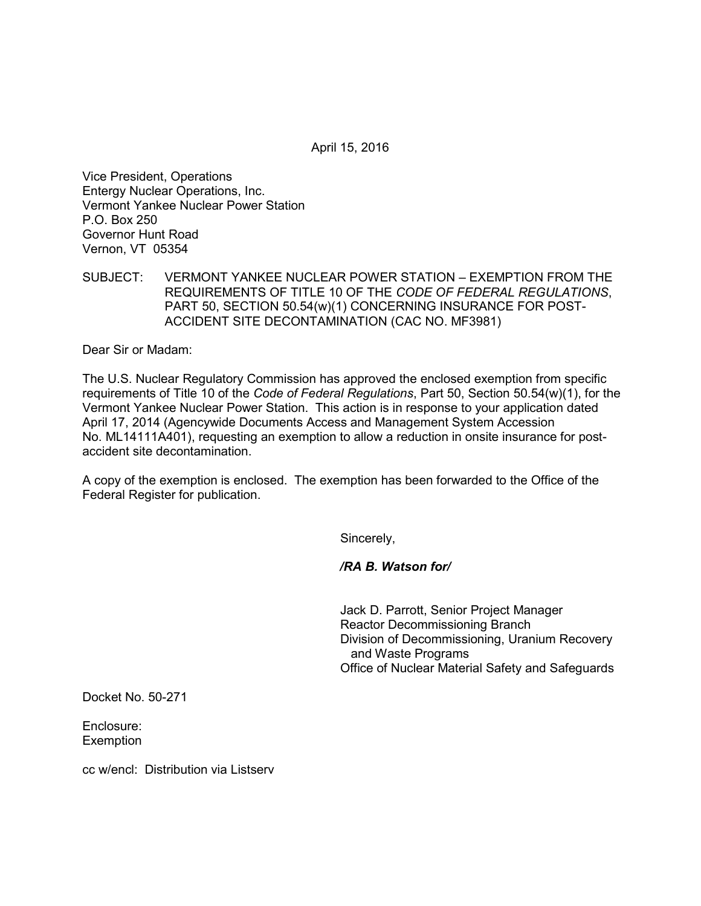April 15, 2016

Vice President, Operations
Entergy Nuclear Operations, Inc.
Vermont Yankee Nuclear Power Station
P.O. Box 250
Governor Hunt Road
Vernon, VT 05354

SUBJECT: VERMONT YANKEE NUCLEAR POWER STATION – EXEMPTION FROM THE REQUIREMENTS OF TITLE 10 OF THE *CODE OF FEDERAL REGULATIONS*, PART 50, SECTION 50.54(w)(1) CONCERNING INSURANCE FOR POST-ACCIDENT SITE DECONTAMINATION (CAC NO. MF3981)

Dear Sir or Madam:

The U.S. Nuclear Regulatory Commission has approved the enclosed exemption from specific requirements of Title 10 of the *Code of Federal Regulations*, Part 50, Section 50.54(w)(1), for the Vermont Yankee Nuclear Power Station. This action is in response to your application dated April 17, 2014 (Agencywide Documents Access and Management System Accession No. ML14111A401), requesting an exemption to allow a reduction in onsite insurance for post-accident site decontamination.

A copy of the exemption is enclosed. The exemption has been forwarded to the Office of the Federal Register for publication.

Sincerely,

***/RA B. Watson for/***

Jack D. Parrott, Senior Project Manager
Reactor Decommissioning Branch
Division of Decommissioning, Uranium Recovery and Waste Programs
Office of Nuclear Material Safety and Safeguards

Docket No. 50-271

Enclosure:
Exemption

cc w/encl: Distribution via Listserv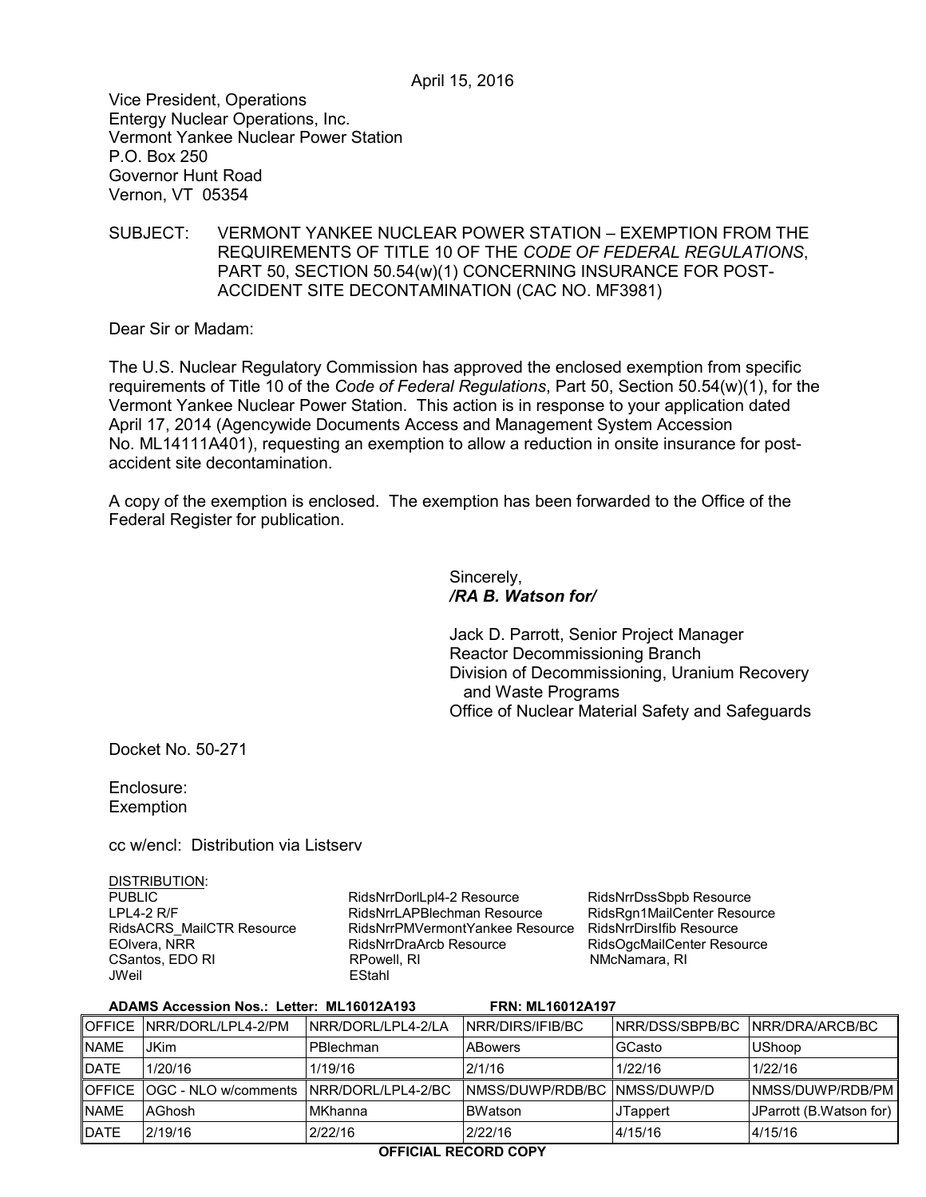April 15, 2016

Vice President, Operations
Entergy Nuclear Operations, Inc.
Vermont Yankee Nuclear Power Station
P.O. Box 250
Governor Hunt Road
Vernon, VT 05354

SUBJECT: VERMONT YANKEE NUCLEAR POWER STATION – EXEMPTION FROM THE REQUIREMENTS OF TITLE 10 OF THE *CODE OF FEDERAL REGULATIONS*, PART 50, SECTION 50.54(w)(1) CONCERNING INSURANCE FOR POST-ACCIDENT SITE DECONTAMINATION (CAC NO. MF3981)

Dear Sir or Madam:

The U.S. Nuclear Regulatory Commission has approved the enclosed exemption from specific requirements of Title 10 of the *Code of Federal Regulations*, Part 50, Section 50.54(w)(1), for the Vermont Yankee Nuclear Power Station. This action is in response to your application dated April 17, 2014 (Agencywide Documents Access and Management System Accession No. ML14111A401), requesting an exemption to allow a reduction in onsite insurance for post-accident site decontamination.

A copy of the exemption is enclosed. The exemption has been forwarded to the Office of the Federal Register for publication.

Sincerely,
***/RA B. Watson for/***

Jack D. Parrott, Senior Project Manager
Reactor Decommissioning Branch
Division of Decommissioning, Uranium Recovery and Waste Programs
Office of Nuclear Material Safety and Safeguards

Docket No. 50-271

Enclosure:
Exemption

cc w/encl: Distribution via Listserv

DISTRIBUTION:
PUBLIC
LPL4-2 R/F
RidsACRS_MailCTR Resource
EOlvera, NRR
CSantos, EDO RI
JWeil
RidsNrrDorlLpl4-2 Resource
RidsNrrLAPBlechman Resource
RidsNrrPMVermontYankee Resource
RidsNrrDraArcb Resource
RPowell, RI
EStahl
RidsNrrDssSbpb Resource
RidsRgn1MailCenter Resource
RidsNrrDirsIfib Resource
RidsOgcMailCenter Resource
NMcNamara, RI

**ADAMS Accession Nos.: Letter: ML16012A193 FRN: ML16012A197**

| OFFICE | NRR/DORL/LPL4-2/PM | NRR/DORL/LPL4-2/LA | NRR/DIRS/IFIB/BC | NRR/DSS/SBPB/BC | NRR/DRA/ARCB/BC |
|---|---|---|---|---|---|
| NAME | JKim | PBlechman | ABowers | GCasto | UShoop |
| DATE | 1/20/16 | 1/19/16 | 2/1/16 | 1/22/16 | 1/22/16 |
| OFFICE | OGC - NLO w/comments | NRR/DORL/LPL4-2/BC | NMSS/DUWP/RDB/BC | NMSS/DUWP/D | NMSS/DUWP/RDB/PM |
| NAME | AGhosh | MKhanna | BWatson | JTappert | JParrott (B.Watson for) |
| DATE | 2/19/16 | 2/22/16 | 2/22/16 | 4/15/16 | 4/15/16 |

**OFFICIAL RECORD COPY**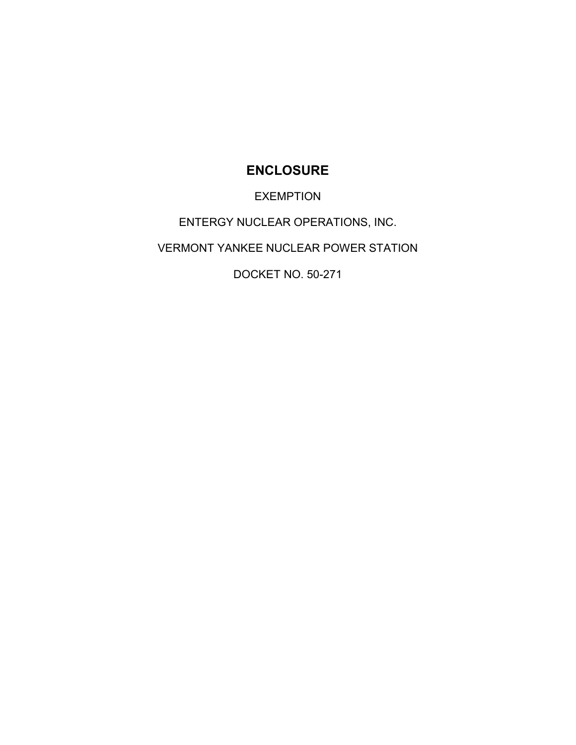# ENCLOSURE

EXEMPTION

ENTERGY NUCLEAR OPERATIONS, INC.

VERMONT YANKEE NUCLEAR POWER STATION

DOCKET NO. 50-271